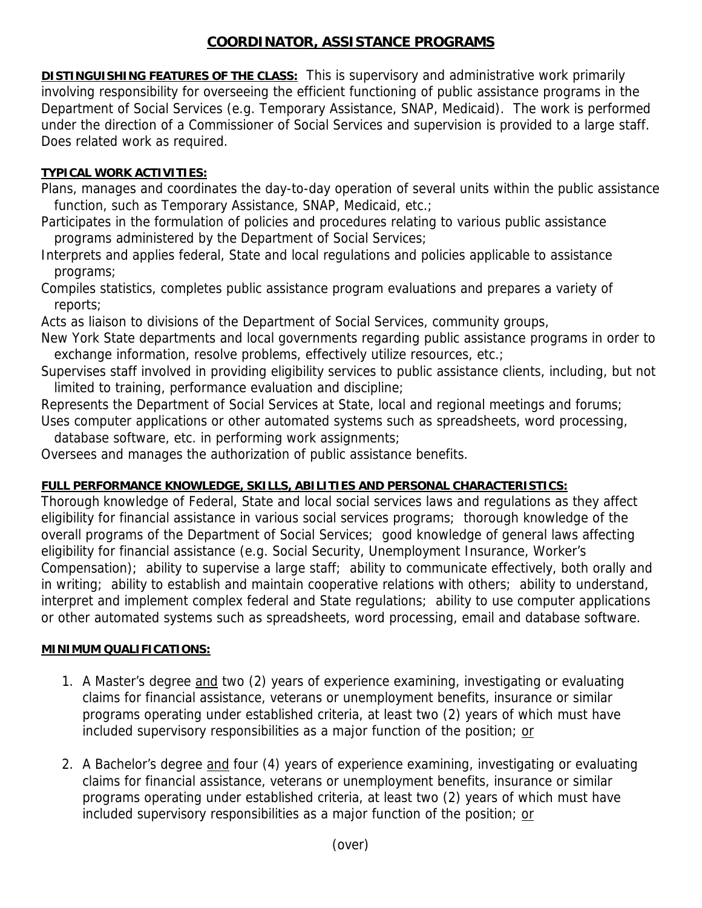# COORDINATOR, ASSISTANCE PROGRAMS

**DISTINGUISHING FEATURES OF THE CLASS:** This is supervisory and administrative work primarily involving responsibility for overseeing the efficient functioning of public assistance programs in the Department of Social Services (e.g. Temporary Assistance, SNAP, Medicaid). The work is performed under the direction of a Commissioner of Social Services and supervision is provided to a large staff. Does related work as required.

**TYPICAL WORK ACTIVITIES:**

Plans, manages and coordinates the day-to-day operation of several units within the public assistance function, such as Temporary Assistance, SNAP, Medicaid, etc.;

Participates in the formulation of policies and procedures relating to various public assistance programs administered by the Department of Social Services;

Interprets and applies federal, State and local regulations and policies applicable to assistance programs;

Compiles statistics, completes public assistance program evaluations and prepares a variety of reports;

Acts as liaison to divisions of the Department of Social Services, community groups, New York State departments and local governments regarding public assistance programs in order to exchange information, resolve problems, effectively utilize resources, etc.;

Supervises staff involved in providing eligibility services to public assistance clients, including, but not limited to training, performance evaluation and discipline;

Represents the Department of Social Services at State, local and regional meetings and forums;

Uses computer applications or other automated systems such as spreadsheets, word processing, database software, etc. in performing work assignments;

Oversees and manages the authorization of public assistance benefits.

**FULL PERFORMANCE KNOWLEDGE, SKILLS, ABILITIES AND PERSONAL CHARACTERISTICS:**

Thorough knowledge of Federal, State and local social services laws and regulations as they affect eligibility for financial assistance in various social services programs; thorough knowledge of the overall programs of the Department of Social Services; good knowledge of general laws affecting eligibility for financial assistance (e.g. Social Security, Unemployment Insurance, Worker's Compensation); ability to supervise a large staff; ability to communicate effectively, both orally and in writing; ability to establish and maintain cooperative relations with others; ability to understand, interpret and implement complex federal and State regulations; ability to use computer applications or other automated systems such as spreadsheets, word processing, email and database software.

**MINIMUM QUALIFICATIONS:**

1. A Master's degree and two (2) years of experience examining, investigating or evaluating claims for financial assistance, veterans or unemployment benefits, insurance or similar programs operating under established criteria, at least two (2) years of which must have included supervisory responsibilities as a major function of the position; or

2. A Bachelor's degree and four (4) years of experience examining, investigating or evaluating claims for financial assistance, veterans or unemployment benefits, insurance or similar programs operating under established criteria, at least two (2) years of which must have included supervisory responsibilities as a major function of the position; or

(over)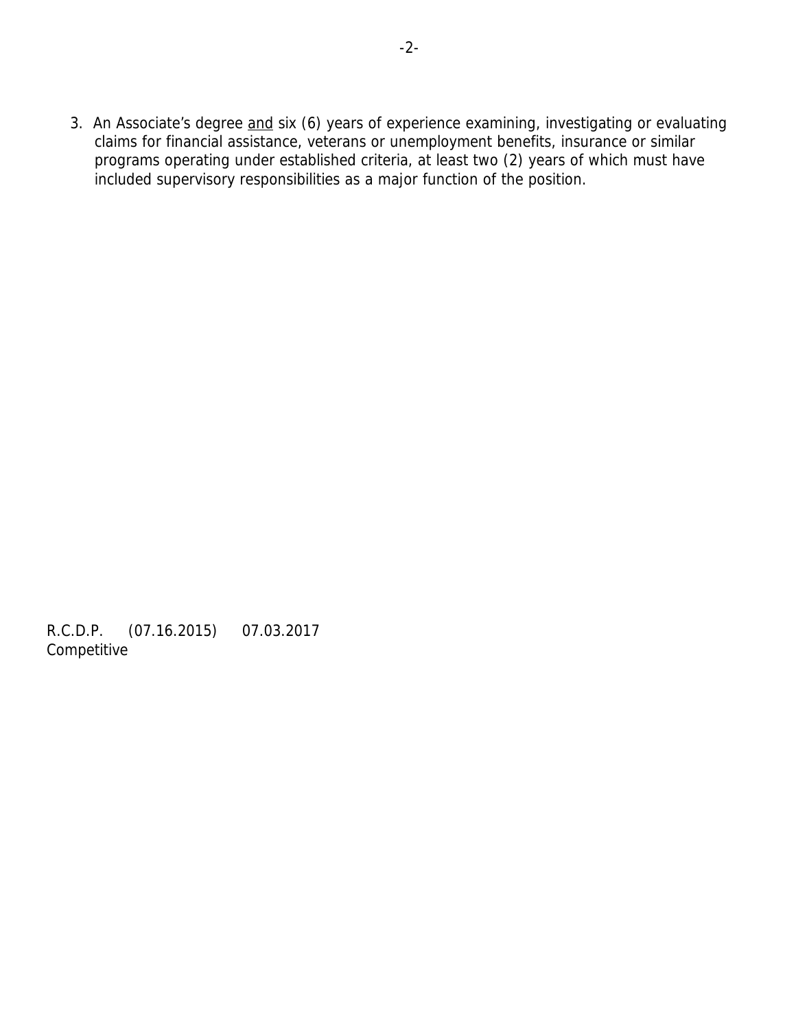3. An Associate's degree <u>and</u> six (6) years of experience examining, investigating or evaluating claims for financial assistance, veterans or unemployment benefits, insurance or similar programs operating under established criteria, at least two (2) years of which must have included supervisory responsibilities as a major function of the position.

R.C.D.P. (07.16.2015) 07.03.2017
Competitive